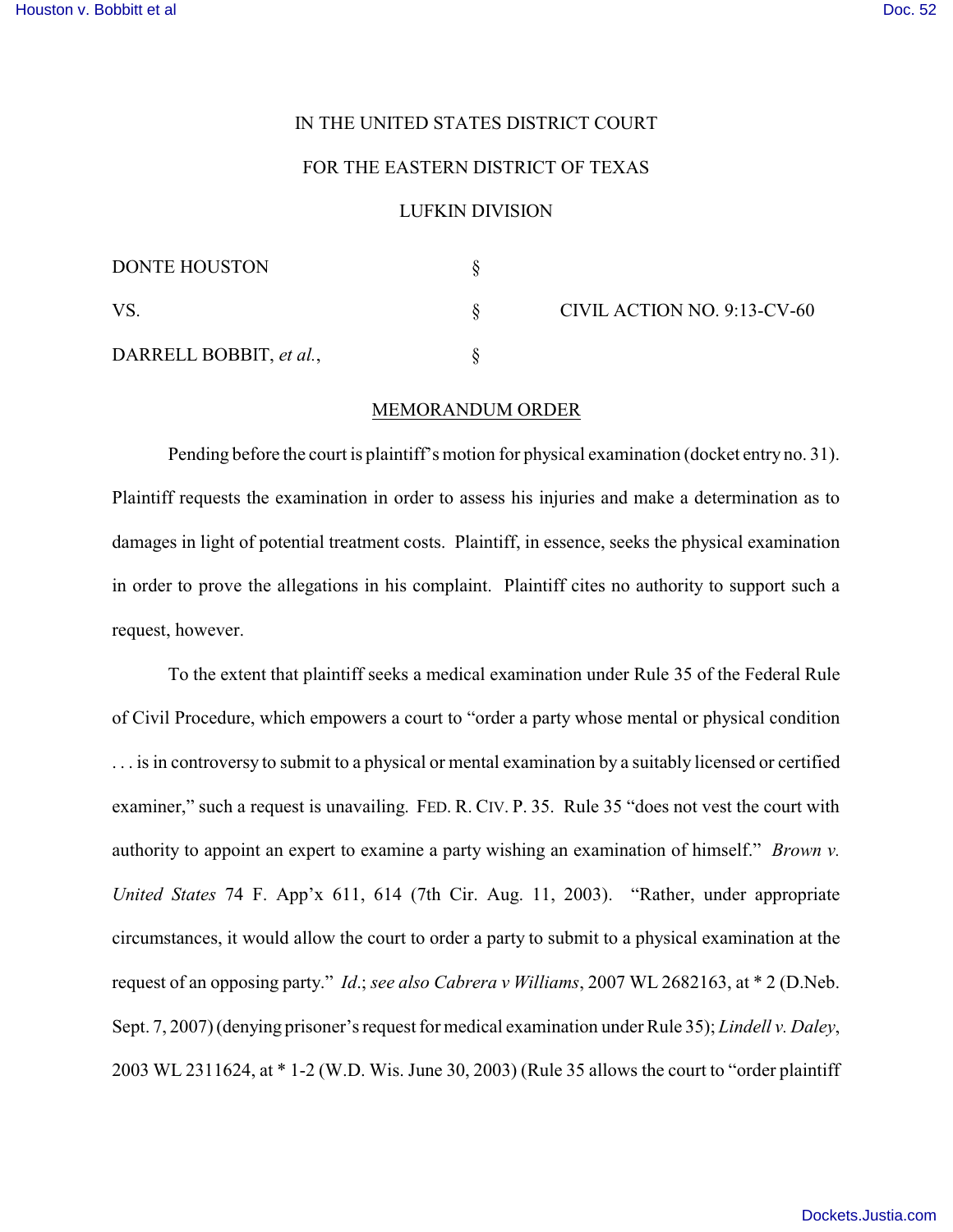IN THE UNITED STATES DISTRICT COURT

FOR THE EASTERN DISTRICT OF TEXAS

LUFKIN DIVISION

| | | |
|---|---|---|
| DONTE HOUSTON | § | |
| VS. | § | CIVIL ACTION NO. 9:13-CV-60 |
| DARRELL BOBBIT, *et al.*, | § | |

MEMORANDUM ORDER

Pending before the court is plaintiff's motion for physical examination (docket entry no. 31). Plaintiff requests the examination in order to assess his injuries and make a determination as to damages in light of potential treatment costs. Plaintiff, in essence, seeks the physical examination in order to prove the allegations in his complaint. Plaintiff cites no authority to support such a request, however.

To the extent that plaintiff seeks a medical examination under Rule 35 of the Federal Rule of Civil Procedure, which empowers a court to "order a party whose mental or physical condition . . . is in controversy to submit to a physical or mental examination by a suitably licensed or certified examiner," such a request is unavailing. FED. R. CIV. P. 35. Rule 35 "does not vest the court with authority to appoint an expert to examine a party wishing an examination of himself." *Brown v. United States* 74 F. App'x 611, 614 (7th Cir. Aug. 11, 2003). "Rather, under appropriate circumstances, it would allow the court to order a party to submit to a physical examination at the request of an opposing party." *Id*.; *see also Cabrera v Williams*, 2007 WL 2682163, at * 2 (D.Neb. Sept. 7, 2007) (denying prisoner's request for medical examination under Rule 35); *Lindell v. Daley*, 2003 WL 2311624, at * 1-2 (W.D. Wis. June 30, 2003) (Rule 35 allows the court to "order plaintiff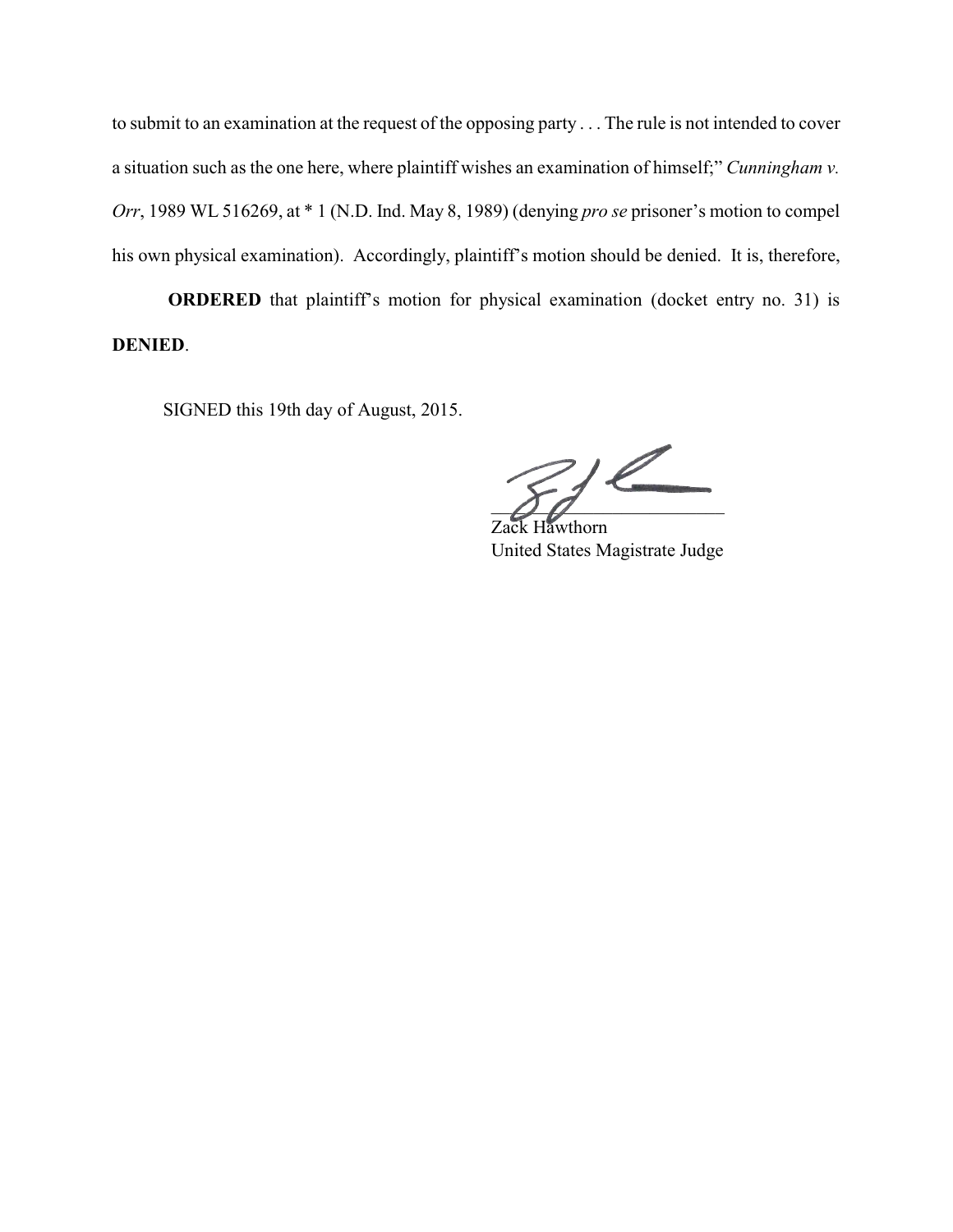to submit to an examination at the request of the opposing party . . . The rule is not intended to cover a situation such as the one here, where plaintiff wishes an examination of himself;" *Cunningham v. Orr*, 1989 WL 516269, at * 1 (N.D. Ind. May 8, 1989) (denying *pro se* prisoner's motion to compel his own physical examination). Accordingly, plaintiff's motion should be denied. It is, therefore,

**ORDERED** that plaintiff's motion for physical examination (docket entry no. 31) is **DENIED**.

SIGNED this 19th day of August, 2015.

Zack Hawthorn
United States Magistrate Judge